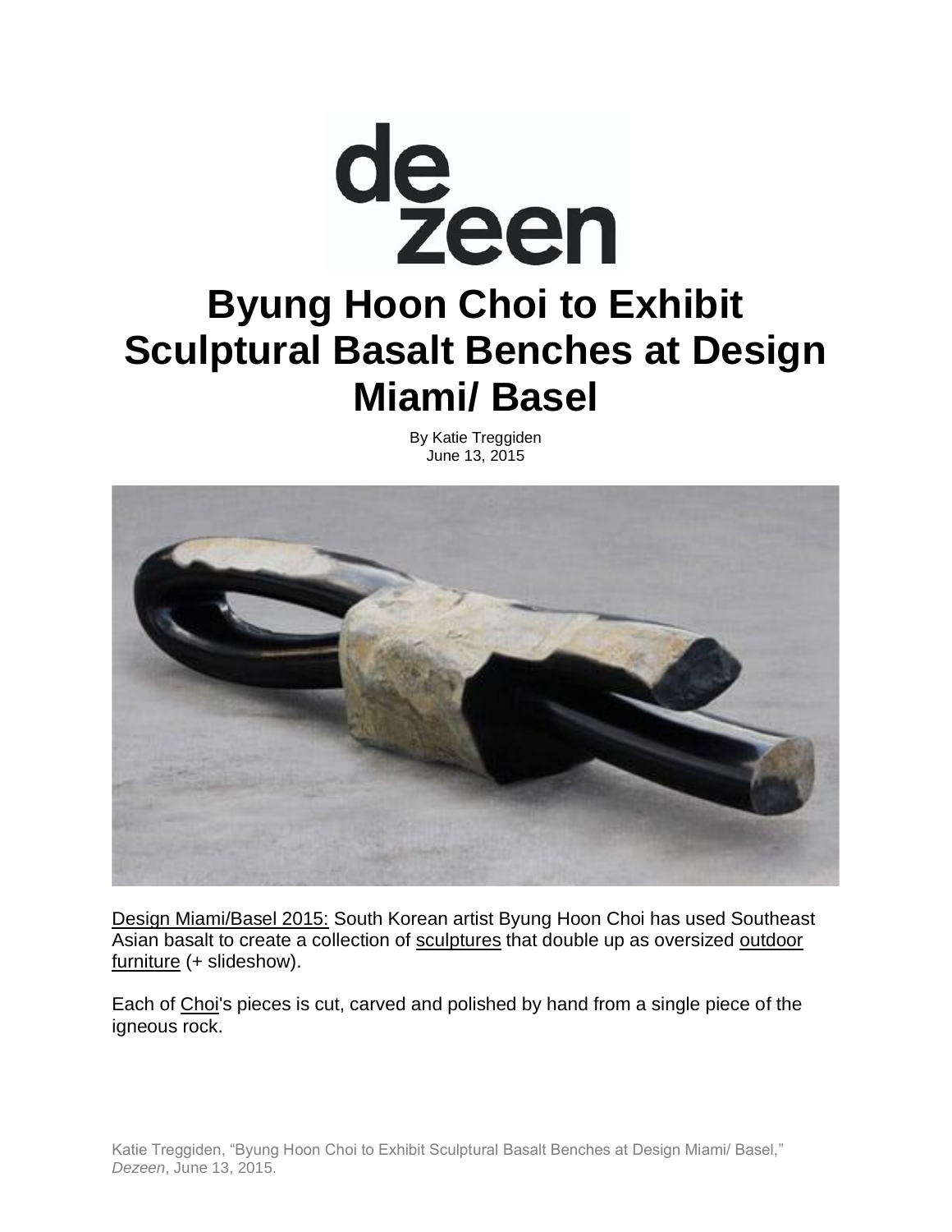de
zeen

# Byung Hoon Choi to Exhibit Sculptural Basalt Benches at Design Miami/ Basel

By Katie Treggiden
June 13, 2015

Design Miami/Basel 2015: South Korean artist Byung Hoon Choi has used Southeast Asian basalt to create a collection of sculptures that double up as oversized outdoor furniture (+ slideshow).

Each of Choi's pieces is cut, carved and polished by hand from a single piece of the igneous rock.

Katie Treggiden, "Byung Hoon Choi to Exhibit Sculptural Basalt Benches at Design Miami/ Basel," *Dezeen*, June 13, 2015.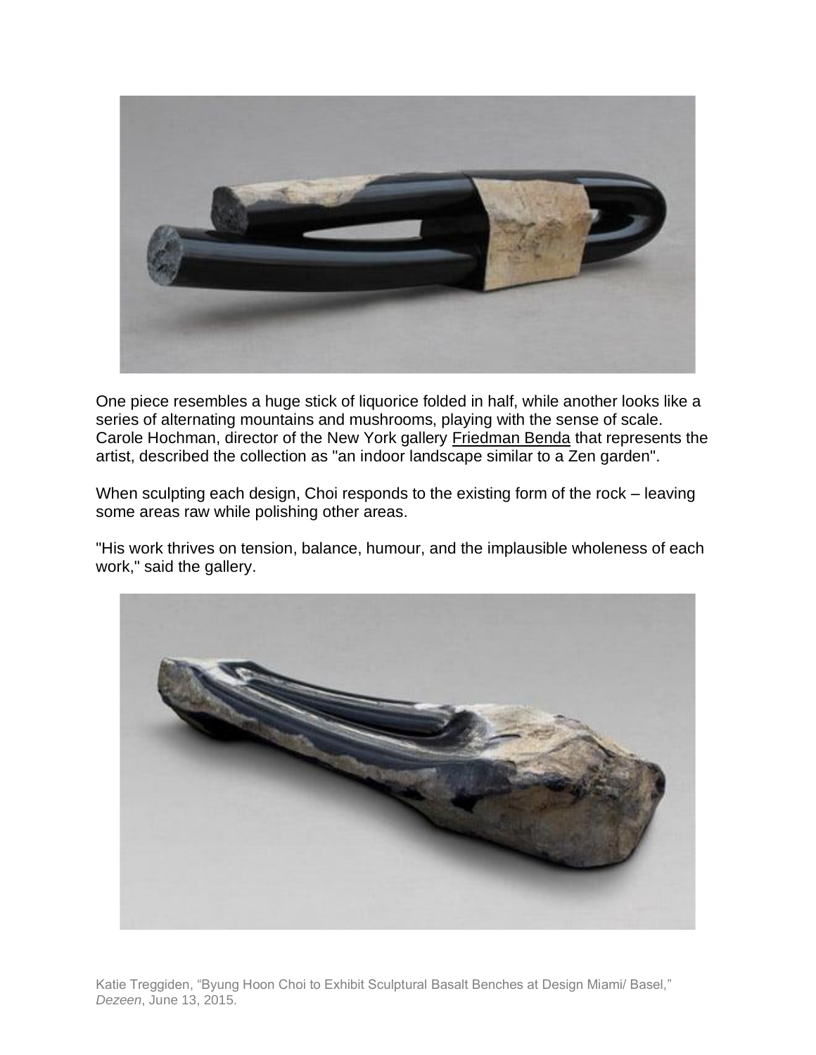One piece resembles a huge stick of liquorice folded in half, while another looks like a series of alternating mountains and mushrooms, playing with the sense of scale. Carole Hochman, director of the New York gallery Friedman Benda that represents the artist, described the collection as "an indoor landscape similar to a Zen garden".

When sculpting each design, Choi responds to the existing form of the rock – leaving some areas raw while polishing other areas.

"His work thrives on tension, balance, humour, and the implausible wholeness of each work," said the gallery.

Katie Treggiden, "Byung Hoon Choi to Exhibit Sculptural Basalt Benches at Design Miami/ Basel," *Dezeen*, June 13, 2015.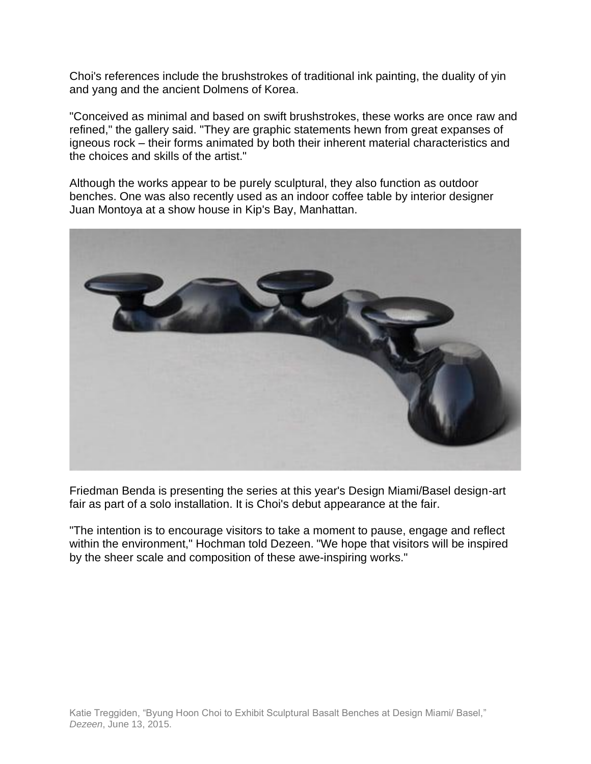Choi's references include the brushstrokes of traditional ink painting, the duality of yin and yang and the ancient Dolmens of Korea.

"Conceived as minimal and based on swift brushstrokes, these works are once raw and refined," the gallery said. "They are graphic statements hewn from great expanses of igneous rock – their forms animated by both their inherent material characteristics and the choices and skills of the artist."

Although the works appear to be purely sculptural, they also function as outdoor benches. One was also recently used as an indoor coffee table by interior designer Juan Montoya at a show house in Kip's Bay, Manhattan.

Friedman Benda is presenting the series at this year's Design Miami/Basel design-art fair as part of a solo installation. It is Choi's debut appearance at the fair.

"The intention is to encourage visitors to take a moment to pause, engage and reflect within the environment," Hochman told Dezeen. "We hope that visitors will be inspired by the sheer scale and composition of these awe-inspiring works."

Katie Treggiden, "Byung Hoon Choi to Exhibit Sculptural Basalt Benches at Design Miami/ Basel," *Dezeen*, June 13, 2015.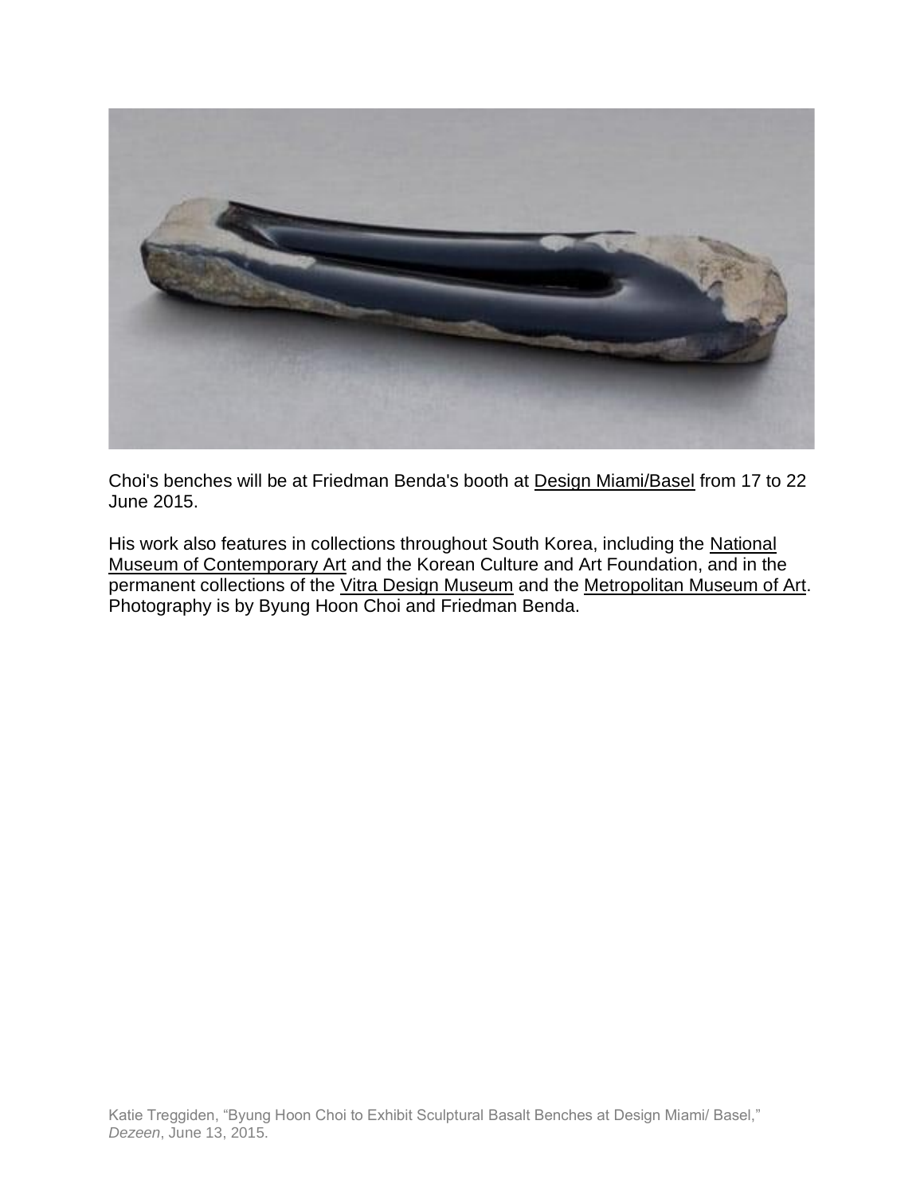Choi's benches will be at Friedman Benda's booth at Design Miami/Basel from 17 to 22 June 2015.

His work also features in collections throughout South Korea, including the National Museum of Contemporary Art and the Korean Culture and Art Foundation, and in the permanent collections of the Vitra Design Museum and the Metropolitan Museum of Art. Photography is by Byung Hoon Choi and Friedman Benda.

Katie Treggiden, "Byung Hoon Choi to Exhibit Sculptural Basalt Benches at Design Miami/ Basel," *Dezeen*, June 13, 2015.